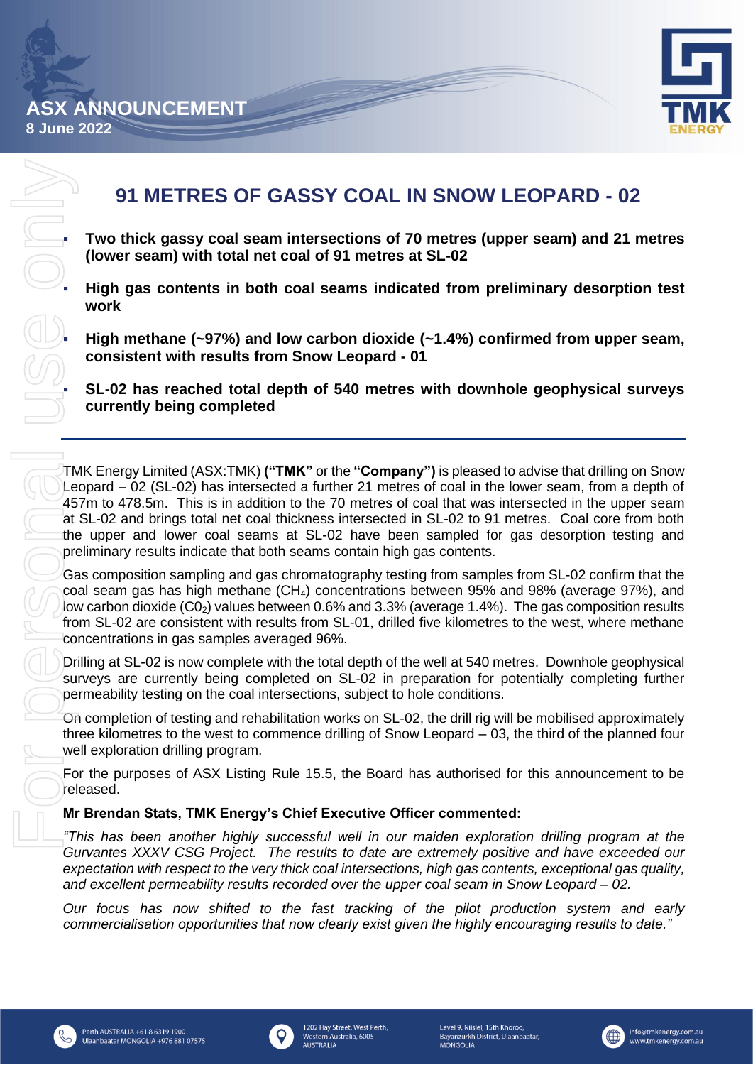**ASX ANNOUNCEMENT**
**8 June 2022**

# 91 METRES OF GASSY COAL IN SNOW LEOPARD - 02

- **Two thick gassy coal seam intersections of 70 metres (upper seam) and 21 metres (lower seam) with total net coal of 91 metres at SL-02**
- **High gas contents in both coal seams indicated from preliminary desorption test work**
- **High methane (~97%) and low carbon dioxide (~1.4%) confirmed from upper seam, consistent with results from Snow Leopard - 01**
- **SL-02 has reached total depth of 540 metres with downhole geophysical surveys currently being completed**

---

TMK Energy Limited (ASX:TMK) **("TMK"** or the **"Company")** is pleased to advise that drilling on Snow Leopard – 02 (SL-02) has intersected a further 21 metres of coal in the lower seam, from a depth of 457m to 478.5m. This is in addition to the 70 metres of coal that was intersected in the upper seam at SL-02 and brings total net coal thickness intersected in SL-02 to 91 metres. Coal core from both the upper and lower coal seams at SL-02 have been sampled for gas desorption testing and preliminary results indicate that both seams contain high gas contents.

Gas composition sampling and gas chromatography testing from samples from SL-02 confirm that the coal seam gas has high methane ($CH_4$) concentrations between 95% and 98% (average 97%), and low carbon dioxide ($C0_2$) values between 0.6% and 3.3% (average 1.4%). The gas composition results from SL-02 are consistent with results from SL-01, drilled five kilometres to the west, where methane concentrations in gas samples averaged 96%.

Drilling at SL-02 is now complete with the total depth of the well at 540 metres. Downhole geophysical surveys are currently being completed on SL-02 in preparation for potentially completing further permeability testing on the coal intersections, subject to hole conditions.

On completion of testing and rehabilitation works on SL-02, the drill rig will be mobilised approximately three kilometres to the west to commence drilling of Snow Leopard – 03, the third of the planned four well exploration drilling program.

For the purposes of ASX Listing Rule 15.5, the Board has authorised for this announcement to be released.

**Mr Brendan Stats, TMK Energy's Chief Executive Officer commented:**

*"This has been another highly successful well in our maiden exploration drilling program at the Gurvantes XXXV CSG Project. The results to date are extremely positive and have exceeded our expectation with respect to the very thick coal intersections, high gas contents, exceptional gas quality, and excellent permeability results recorded over the upper coal seam in Snow Leopard – 02.*

*Our focus has now shifted to the fast tracking of the pilot production system and early commercialisation opportunities that now clearly exist given the highly encouraging results to date."*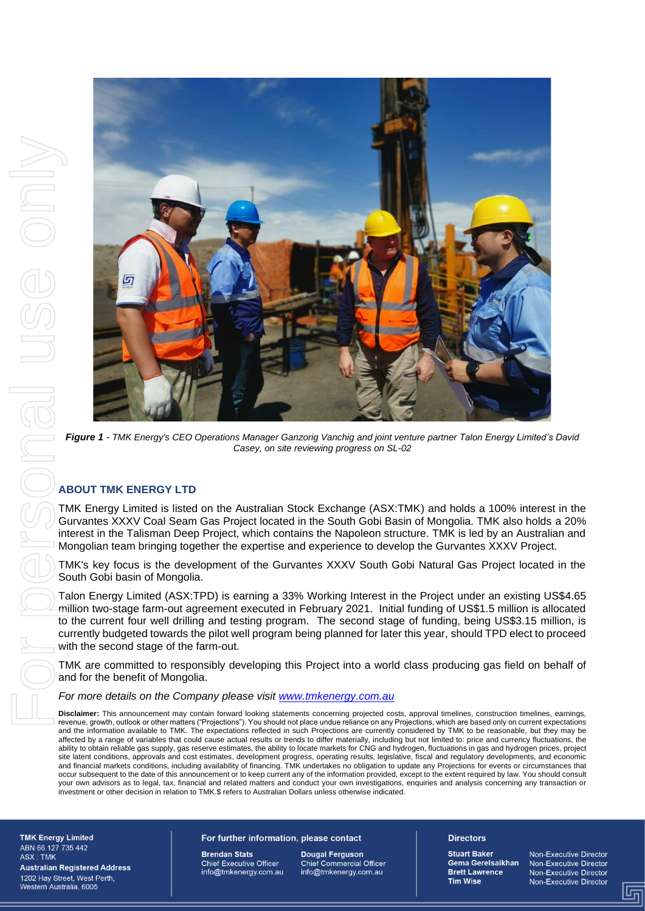*Figure 1 - TMK Energy's CEO Operations Manager Ganzorig Vanchig and joint venture partner Talon Energy Limited's David Casey, on site reviewing progress on SL-02*

## ABOUT TMK ENERGY LTD

TMK Energy Limited is listed on the Australian Stock Exchange (ASX:TMK) and holds a 100% interest in the Gurvantes XXXV Coal Seam Gas Project located in the South Gobi Basin of Mongolia. TMK also holds a 20% interest in the Talisman Deep Project, which contains the Napoleon structure. TMK is led by an Australian and Mongolian team bringing together the expertise and experience to develop the Gurvantes XXXV Project.

TMK's key focus is the development of the Gurvantes XXXV South Gobi Natural Gas Project located in the South Gobi basin of Mongolia.

Talon Energy Limited (ASX:TPD) is earning a 33% Working Interest in the Project under an existing US$4.65 million two-stage farm-out agreement executed in February 2021. Initial funding of US$1.5 million is allocated to the current four well drilling and testing program. The second stage of funding, being US$3.15 million, is currently budgeted towards the pilot well program being planned for later this year, should TPD elect to proceed with the second stage of the farm-out.

TMK are committed to responsibly developing this Project into a world class producing gas field on behalf of and for the benefit of Mongolia.

*For more details on the Company please visit www.tmkenergy.com.au*

**Disclaimer:** This announcement may contain forward looking statements concerning projected costs, approval timelines, construction timelines, earnings, revenue, growth, outlook or other matters ("Projections"). You should not place undue reliance on any Projections, which are based only on current expectations and the information available to TMK. The expectations reflected in such Projections are currently considered by TMK to be reasonable, but they may be affected by a range of variables that could cause actual results or trends to differ materially, including but not limited to: price and currency fluctuations, the ability to obtain reliable gas supply, gas reserve estimates, the ability to locate markets for CNG and hydrogen, fluctuations in gas and hydrogen prices, project site latent conditions, approvals and cost estimates, development progress, operating results, legislative, fiscal and regulatory developments, and economic and financial markets conditions, including availability of financing. TMK undertakes no obligation to update any Projections for events or circumstances that occur subsequent to the date of this announcement or to keep current any of the information provided, except to the extent required by law. You should consult your own advisors as to legal, tax, financial and related matters and conduct your own investigations, enquiries and analysis concerning any transaction or investment or other decision in relation to TMK.$ refers to Australian Dollars unless otherwise indicated.

**TMK Energy Limited**
ABN 66 127 735 442
ASX : TMK
**Australian Registered Address**
1202 Hay Street, West Perth,
Western Australia, 6005

**For further information, please contact**

**Brendan Stats**
Chief Executive Officer
info@tmkenergy.com.au

**Dougal Ferguson**
Chief Commercial Officer
info@tmkenergy.com.au

**Directors**

**Stuart Baker** Non-Executive Director
**Gema Gerelsaikhan** Non-Executive Director
**Brett Lawrence** Non-Executive Director
**Tim Wise** Non-Executive Director